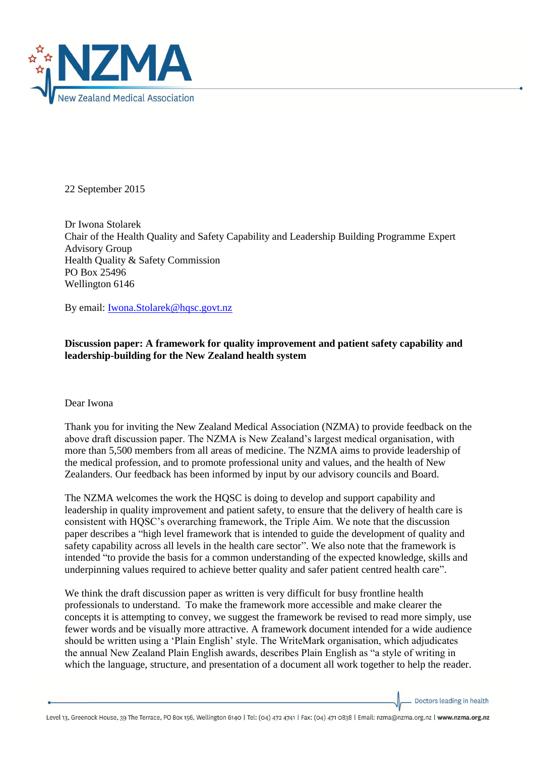22 September 2015

Dr Iwona Stolarek
Chair of the Health Quality and Safety Capability and Leadership Building Programme Expert Advisory Group
Health Quality & Safety Commission
PO Box 25496
Wellington 6146

By email: [Iwona.Stolarek@hqsc.govt.nz](mailto:Iwona.Stolarek@hqsc.govt.nz)

**Discussion paper: A framework for quality improvement and patient safety capability and leadership-building for the New Zealand health system**

Dear Iwona

Thank you for inviting the New Zealand Medical Association (NZMA) to provide feedback on the above draft discussion paper. The NZMA is New Zealand's largest medical organisation, with more than 5,500 members from all areas of medicine. The NZMA aims to provide leadership of the medical profession, and to promote professional unity and values, and the health of New Zealanders. Our feedback has been informed by input by our advisory councils and Board.

The NZMA welcomes the work the HQSC is doing to develop and support capability and leadership in quality improvement and patient safety, to ensure that the delivery of health care is consistent with HQSC's overarching framework, the Triple Aim. We note that the discussion paper describes a "high level framework that is intended to guide the development of quality and safety capability across all levels in the health care sector". We also note that the framework is intended "to provide the basis for a common understanding of the expected knowledge, skills and underpinning values required to achieve better quality and safer patient centred health care".

We think the draft discussion paper as written is very difficult for busy frontline health professionals to understand. To make the framework more accessible and make clearer the concepts it is attempting to convey, we suggest the framework be revised to read more simply, use fewer words and be visually more attractive. A framework document intended for a wide audience should be written using a 'Plain English' style. The WriteMark organisation, which adjudicates the annual New Zealand Plain English awards, describes Plain English as "a style of writing in which the language, structure, and presentation of a document all work together to help the reader.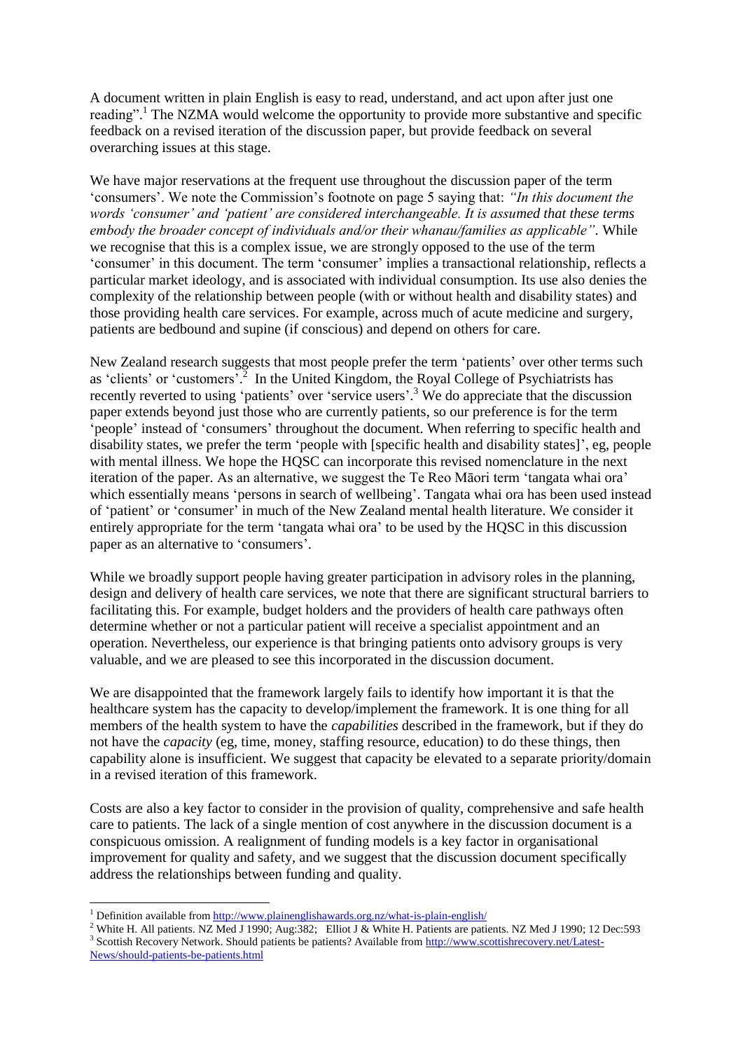A document written in plain English is easy to read, understand, and act upon after just one reading".[1] The NZMA would welcome the opportunity to provide more substantive and specific feedback on a revised iteration of the discussion paper, but provide feedback on several overarching issues at this stage.

We have major reservations at the frequent use throughout the discussion paper of the term 'consumers'. We note the Commission's footnote on page 5 saying that: *"In this document the words 'consumer' and 'patient' are considered interchangeable. It is assumed that these terms embody the broader concept of individuals and/or their whanau/families as applicable"*. While we recognise that this is a complex issue, we are strongly opposed to the use of the term 'consumer' in this document. The term 'consumer' implies a transactional relationship, reflects a particular market ideology, and is associated with individual consumption. Its use also denies the complexity of the relationship between people (with or without health and disability states) and those providing health care services. For example, across much of acute medicine and surgery, patients are bedbound and supine (if conscious) and depend on others for care.

New Zealand research suggests that most people prefer the term 'patients' over other terms such as 'clients' or 'customers'.[2] In the United Kingdom, the Royal College of Psychiatrists has recently reverted to using 'patients' over 'service users'.[3] We do appreciate that the discussion paper extends beyond just those who are currently patients, so our preference is for the term 'people' instead of 'consumers' throughout the document. When referring to specific health and disability states, we prefer the term 'people with [specific health and disability states]', eg, people with mental illness. We hope the HQSC can incorporate this revised nomenclature in the next iteration of the paper. As an alternative, we suggest the Te Reo Māori term 'tangata whai ora' which essentially means 'persons in search of wellbeing'. Tangata whai ora has been used instead of 'patient' or 'consumer' in much of the New Zealand mental health literature. We consider it entirely appropriate for the term 'tangata whai ora' to be used by the HQSC in this discussion paper as an alternative to 'consumers'.

While we broadly support people having greater participation in advisory roles in the planning, design and delivery of health care services, we note that there are significant structural barriers to facilitating this. For example, budget holders and the providers of health care pathways often determine whether or not a particular patient will receive a specialist appointment and an operation. Nevertheless, our experience is that bringing patients onto advisory groups is very valuable, and we are pleased to see this incorporated in the discussion document.

We are disappointed that the framework largely fails to identify how important it is that the healthcare system has the capacity to develop/implement the framework. It is one thing for all members of the health system to have the *capabilities* described in the framework, but if they do not have the *capacity* (eg, time, money, staffing resource, education) to do these things, then capability alone is insufficient. We suggest that capacity be elevated to a separate priority/domain in a revised iteration of this framework.

Costs are also a key factor to consider in the provision of quality, comprehensive and safe health care to patients. The lack of a single mention of cost anywhere in the discussion document is a conspicuous omission. A realignment of funding models is a key factor in organisational improvement for quality and safety, and we suggest that the discussion document specifically address the relationships between funding and quality.

---

[1] Definition available from http://www.plainenglishawards.org.nz/what-is-plain-english/

[2] White H. All patients. NZ Med J 1990; Aug:382; Elliot J & White H. Patients are patients. NZ Med J 1990; 12 Dec:593

[3] Scottish Recovery Network. Should patients be patients? Available from http://www.scottishrecovery.net/Latest-News/should-patients-be-patients.html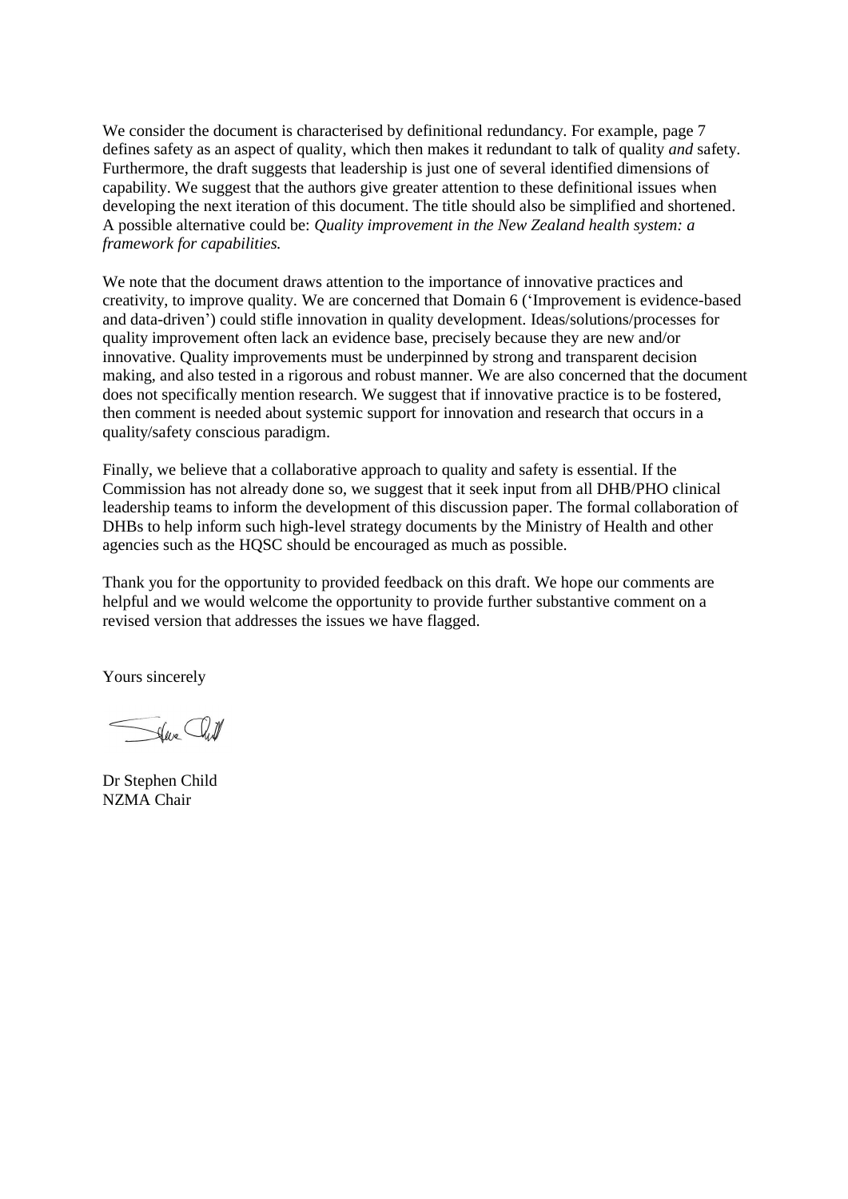We consider the document is characterised by definitional redundancy. For example, page 7 defines safety as an aspect of quality, which then makes it redundant to talk of quality *and* safety. Furthermore, the draft suggests that leadership is just one of several identified dimensions of capability. We suggest that the authors give greater attention to these definitional issues when developing the next iteration of this document. The title should also be simplified and shortened. A possible alternative could be: *Quality improvement in the New Zealand health system: a framework for capabilities.*

We note that the document draws attention to the importance of innovative practices and creativity, to improve quality. We are concerned that Domain 6 ('Improvement is evidence-based and data-driven') could stifle innovation in quality development. Ideas/solutions/processes for quality improvement often lack an evidence base, precisely because they are new and/or innovative. Quality improvements must be underpinned by strong and transparent decision making, and also tested in a rigorous and robust manner. We are also concerned that the document does not specifically mention research. We suggest that if innovative practice is to be fostered, then comment is needed about systemic support for innovation and research that occurs in a quality/safety conscious paradigm.

Finally, we believe that a collaborative approach to quality and safety is essential. If the Commission has not already done so, we suggest that it seek input from all DHB/PHO clinical leadership teams to inform the development of this discussion paper. The formal collaboration of DHBs to help inform such high-level strategy documents by the Ministry of Health and other agencies such as the HQSC should be encouraged as much as possible.

Thank you for the opportunity to provided feedback on this draft. We hope our comments are helpful and we would welcome the opportunity to provide further substantive comment on a revised version that addresses the issues we have flagged.

Yours sincerely

Dr Stephen Child
NZMA Chair